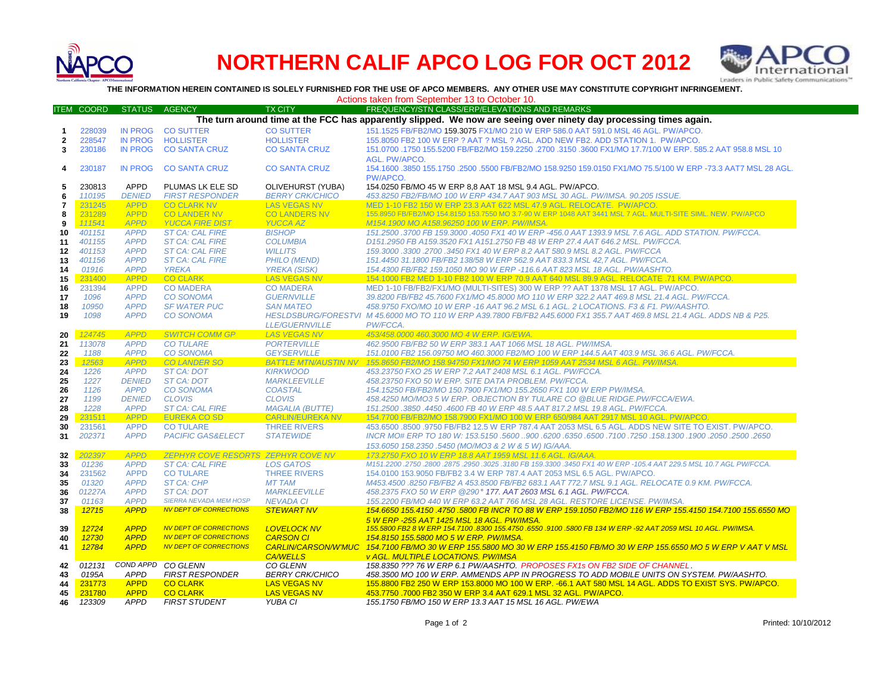# NORTHERN CALIF APCO LOG FOR OCT 2012

**THE INFORMATION HEREIN CONTAINED IS SOLELY FURNISHED FOR THE USE OF APCO MEMBERS. ANY OTHER USE MAY CONSTITUTE COPYRIGHT INFRINGEMENT.**

Actions taken from September 13 to October 10.

| ITEM | COORD | STATUS | AGENCY | TX CITY | FREQUENCY/STN CLASS/ERP/ELEVATIONS AND REMARKS |
|---|---|---|---|---|---|
| | | | | | **The turn around time at the FCC has apparently slipped. We now are seeing over ninety day processing times again.** |
| 1 | 228039 | IN PROG | CO SUTTER | CO SUTTER | 151.1525 FB/FB2/MO 159.3075 FX1/MO 210 W ERP 586.0 AAT 591.0 MSL 46 AGL. PW/APCO. |
| 2 | 228547 | IN PROG | HOLLISTER | HOLLISTER | 155.8050 FB2 100 W ERP ? AAT ? MSL ? AGL. ADD NEW FB2. ADD STATION 1. PW/APCO. |
| 3 | 230186 | IN PROG | CO SANTA CRUZ | CO SANTA CRUZ | 151.0700 .1750 155.5200 FB/FB2/MO 159.2250 .2700 .3150 .3600 FX1/MO 17.7/100 W ERP. 585.2 AAT 958.8 MSL 10 AGL. PW/APCO. |
| 4 | 230187 | IN PROG | CO SANTA CRUZ | CO SANTA CRUZ | 154.1600 .3850 155.1750 .2500 .5500 FB/FB2/MO 158.9250 159.0150 FX1/MO 75.5/100 W ERP -73.3 AAT7 MSL 28 AGL. PW/APCO. |
| 5 | 230813 | APPD | PLUMAS LK ELE SD | OLIVEHURST (YUBA) | 154.0250 FB/MO 45 W ERP 8,8 AAT 18 MSL 9.4 AGL. PW/APCO. |
| 6 | 110195 | DENIED | FIRST RESPONDER | BERRY CRK/CHICO | 453.8250 FB2/FB/MO 100 W ERP 434.7 AAT 903 MSL 30 AGL. PW/IMSA. 90.205 ISSUE. |
| 7 | 231245 | APPD | CO CLARK NV | LAS VEGAS NV | MED 1-10 FB2 150 W ERP 23.3 AAT 622 MSL 47.9 AGL. RELOCATE. PW/APCO. |
| 8 | 231289 | APPD | CO LANDER NV | CO LANDERS NV | 155.8950 FB/FB2/MO 154.8150 153.7550 MO 3.7-90 W ERP 1048 AAT 3441 MSL 7 AGL. MULTI-SITE SIML. NEW. PW/APCO |
| 9 | 111541 | APPD | YUCCA FIRE DIST | YUCCA AZ | M154.1900 MO A158.96250 100 W ERP. PW/IMSA. |
| 10 | 401151 | APPD | ST CA: CAL FIRE | BISHOP | 151.2500 .3700 FB 159.3000 .4050 FX1 40 W ERP -456.0 AAT 1393.9 MSL 7.6 AGL. ADD STATION. PW/FCCA. |
| 11 | 401155 | APPD | ST CA: CAL FIRE | COLUMBIA | D151.2950 FB A159.3520 FX1 A151.2750 FB 48 W ERP 27.4 AAT 646.2 MSL. PW/FCCA. |
| 12 | 401153 | APPD | ST CA: CAL FIRE | WILLITS | 159.3000 .3300 .2700 .3450 FX1 40 W ERP 8.2 AAT 580.9 MSL 8.2 AGL. PW/FCCA |
| 13 | 401156 | APPD | ST CA: CAL FIRE | PHILO (MEND) | 151.4450 31.1800 FB/FB2 138/58 W ERP 562.9 AAT 833.3 MSL 42,7 AGL. PW/FCCA. |
| 14 | 01916 | APPD | YREKA | YREKA (SISK) | 154.4300 FB/FB2 159.1050 MO 90 W ERP -116.6 AAT 823 MSL 18 AGL. PW/AASHTO. |
| 15 | 231400 | APPD | CO CLARK | LAS VEGAS NV | 154.1000 FB2 MED 1-10 FB2 100 W ERP 70.9 AAT 640 MSL 89.9 AGL. RELOCATE .71 KM. PW/APCO. |
| 16 | 231394 | APPD | CO MADERA | CO MADERA | MED 1-10 FB/FB2/FX1/MO (MULTI-SITES) 300 W ERP ?? AAT 1378 MSL 17 AGL. PW/APCO. |
| 17 | 1096 | APPD | CO SONOMA | GUERNVILLE | 39.8200 FB/FB2 45.7600 FX1/MO 45.8000 MO 110 W ERP 322.2 AAT 469.8 MSL 21.4 AGL. PW/FCCA. |
| 18 | 10950 | APPD | SF WATER PUC | SAN MATEO | 458.9750 FXO/MO 10 W ERP -16 AAT 96.2 MSL 6.1 AGL. 2 LOCATIONS. F3 & F1. PW/AASHTO. |
| 19 | 1098 | APPD | CO SONOMA | HESLDSBURG/FORESTVILLE/GUERNVILLE | M 45.6000 MO TO 110 W ERP A39.7800 FB/FB2 A45.6000 FX1 355.7 AAT 469.8 MSL 21.4 AGL. ADDS NB & P25. PW/FCCA. |
| 20 | 124745 | APPD | SWITCH COMM GP | LAS VEGAS NV | 453/458.0000 460.3000 MO 4 W ERP. IG/EWA. |
| 21 | 113078 | APPD | CO TULARE | PORTERVILLE | 462.9500 FB/FB2 50 W ERP 383.1 AAT 1066 MSL 18 AGL. PW/IMSA. |
| 22 | 1188 | APPD | CO SONOMA | GEYSERVILLE | 151.0100 FB2 156.09750 MO 460.3000 FB2/MO 100 W ERP 144.5 AAT 403.9 MSL 36.6 AGL. PW/FCCA. |
| 23 | 12563 | APPD | CO LANDER SO | BATTLE MTN/AUSTIN NV | 155.8650 FB2/MO 158.94750 FX1/MO 74 W ERP 1059 AAT 2534 MSL 6 AGL. PW/IMSA. |
| 24 | 1226 | APPD | ST CA: DOT | KIRKWOOD | 453.23750 FXO 25 W ERP 7.2 AAT 2408 MSL 6.1 AGL. PW/FCCA. |
| 25 | 1227 | DENIED | ST CA: DOT | MARKLEEVILLE | 458.23750 FXO 50 W ERP. SITE DATA PROBLEM. PW/FCCA. |
| 26 | 1126 | APPD | CO SONOMA | COASTAL | 154.15250 FB/FB2/MO 150.7900 FX1/MO 155.2650 FX1 100 W ERP PW/IMSA. |
| 27 | 1199 | DENIED | CLOVIS | CLOVIS | 458.4250 MO/MO3 5 W ERP. OBJECTION BY TULARE CO @BLUE RIDGE.PW/FCCA/EWA. |
| 28 | 1228 | APPD | ST CA: CAL FIRE | MAGALIA (BUTTE) | 151.2500 .3850 .4450 .4600 FB 40 W ERP 48.5 AAT 817.2 MSL 19.8 AGL. PW/FCCA. |
| 29 | 231511 | APPD | EUREKA CO SD | CARLIN/EUREKA NV | 154.7700 FB/FB2/MO 158.7900 FX1/MO 100 W ERP 650/984 AAT 2917 MSL 10 AGL. PW/APCO. |
| 30 | 231561 | APPD | CO TULARE | THREE RIVERS | 453.6500 .8500 .9750 FB/FB2 12.5 W ERP 787.4 AAT 2053 MSL 6.5 AGL. ADDS NEW SITE TO EXIST. PW/APCO. |
| 31 | 202371 | APPD | PACIFIC GAS&ELECT | STATEWIDE | INCR MO# ERP TO 180 W: 153.5150 .5600 ..900 .6200 .6350 .6500 .7100 .7250 .158.1300 .1900 .2050 .2500 .2650 153.6050 158.2350 .5450 (MO/MO3 & 2 W & 5 W) IG/AAA. |
| 32 | 202397 | APPD | ZEPHYR COVE RESORTS | ZEPHYR COVE NV | 173.2750 FXO 10 W ERP 18.8 AAT 1959 MSL 11.6 AGL. IG/AAA. |
| 33 | 01236 | APPD | ST CA: CAL FIRE | LOS GATOS | M151.2200 .2750 .2800 .2875 .2950 .3025 .3180 FB 159.3300 .3450 FX1 40 W ERP -105.4 AAT 229.5 MSL 10.7 AGL PW/FCCA. |
| 34 | 231562 | APPD | CO TULARE | THREE RIVERS | 154.0100 153.9050 FB/FB2 3.4 W ERP 787.4 AAT 2053 MSL 6.5 AGL. PW/APCO. |
| 35 | 01320 | APPD | ST CA: CHP | MT TAM | M453.4500 .8250 FB/FB2 A 453.8500 FB/FB2 683.1 AAT 772.7 MSL 9.1 AGL. RELOCATE 0.9 KM. PW/FCCA. |
| 36 | 01227A | APPD | ST CA: DOT | MARKLEEVILLE | 458.2375 FXO 50 W ERP @290° 177. AAT 2603 MSL 6.1 AGL. PW/FCCA. |
| 37 | 01163 | APPD | SIERRA NEVADA MEM HOSP | NEVADA CI | 155.2200 FB/MO 440 W ERP 63.2 AAT 766 MSL 28 AGL. RESTORE LICENSE. PW/IMSA. |
| 38 | 12715 | APPD | NV DEPT OF CORRECTIONS | STEWART NV | 154.6650 155.4150 .4750 .5800 FB INCR TO 88 W ERP 159.1050 FB2/MO 116 W ERP 155.4150 154.7100 155.6550 MO 5 W ERP -255 AAT 1425 MSL 18 AGL. PW/IMSA. |
| 39 | 12724 | APPD | NV DEPT OF CORRECTIONS | LOVELOCK NV | 155.5800 FB2 8 W ERP 154.7100 .8300 155.4750 .6550 .9100 .5800 FB 134 W ERP -92 AAT 2059 MSL 10 AGL. PW/IMSA. |
| 40 | 12730 | APPD | NV DEPT OF CORRECTIONS | CARSON CI | 154.8150 155.5800 MO 5 W ERP. PW/IMSA. |
| 41 | 12784 | APPD | NV DEPT OF CORRECTIONS | CARLIN/CARSON/W'MUC CA/WELLS | 154.7100 FB/MO 30 W ERP 155.5800 MO 30 W ERP 155.4150 FB/MO 30 W ERP 155.6550 MO 5 W ERP V AAT V MSL v AGL. MULTIPLE LOCATIONS. PW/IMSA |
| 42 | 012131 | COND APPD | CO GLENN | CO GLENN | 158.8350 ??? 76 W ERP 6.1 PW/AASHTO. PROPOSES FX1s ON FB2 SIDE OF CHANNEL. |
| 43 | 0195A | APPD | FIRST RESPONDER | BERRY CRK/CHICO | 458.3500 MO 100 W ERP. AMMENDS APP IN PROGRESS TO ADD MOBILE UNITS ON SYSTEM. PW/AASHTO. |
| 44 | 231773 | APPD | CO CLARK | LAS VEGAS NV | 155.8800 FB2 250 W ERP 153.8000 MO 100 W ERP. -66.1 AAT 580 MSL 14 AGL. ADDS TO EXIST SYS. PW/APCO. |
| 45 | 231780 | APPD | CO CLARK | LAS VEGAS NV | 453.7750 .7000 FB2 350 W ERP 3.4 AAT 629.1 MSL 32 AGL. PW/APCO. |
| 46 | 123309 | APPD | FIRST STUDENT | YUBA CI | 155.1750 FB/MO 150 W ERP 13.3 AAT 15 MSL 16 AGL. PW/EWA |

Printed: 10/10/2012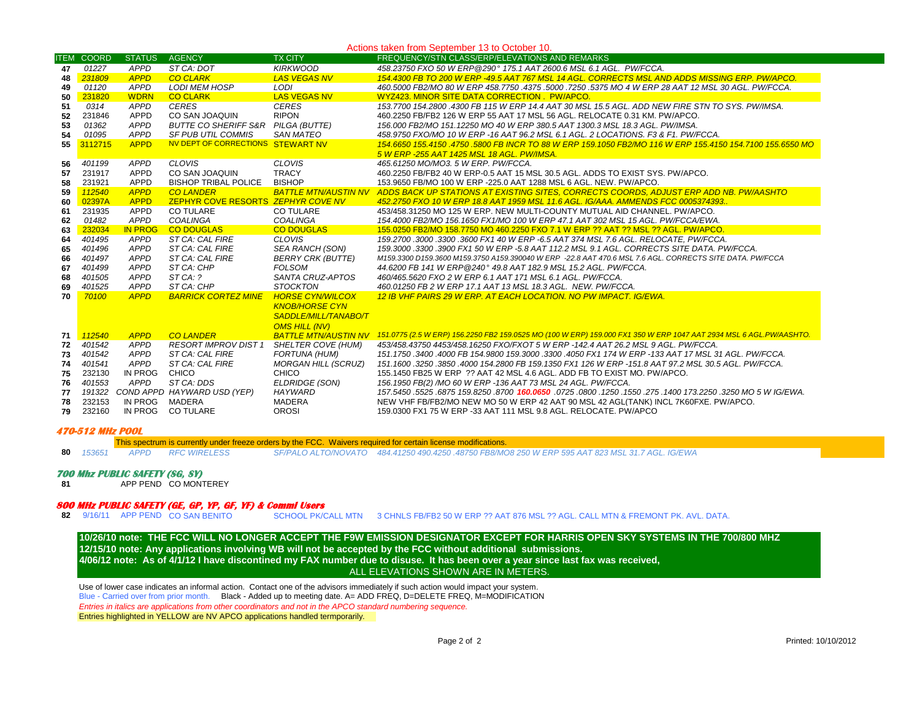Actions taken from September 13 to October 10.

| ITEM | COORD | STATUS | AGENCY | TX CITY | FREQUENCY/STN CLASS/ERP/ELEVATIONS AND REMARKS |
|---|---|---|---|---|---|
| 47 | *01227* | *APPD* | *ST CA: DOT* | *KIRKWOOD* | *458.23750 FXO 50 W ERP@290° 175.1 AAT 2600.6 MSL 6.1 AGL. PW/FCCA.* |
| 48 | *231809* | *APPD* | *CO CLARK* | *LAS VEGAS NV* | *154.4300 FB TO 200 W ERP -49.5 AAT 767 MSL 14 AGL. CORRECTS MSL AND ADDS MISSING ERP. PW/APCO.* |
| 49 | *01120* | *APPD* | *LODI MEM HOSP* | *LODI* | *460.5000 FB2/MO 80 W ERP 458.7750 .4375 .5000 .7250 .5375 MO 4 W ERP 28 AAT 12 MSL 30 AGL. PW/FCCA.* |
| 50 | 231820 | WDRN | CO CLARK | LAS VEGAS NV | WYZ423. MINOR SITE DATA CORRECTION . PW/APCO. |
| 51 | *0314* | *APPD* | *CERES* | *CERES* | *153.7700 154.2800 .4300 FB 115 W ERP 14.4 AAT 30 MSL 15.5 AGL. ADD NEW FIRE STN TO SYS. PW/IMSA.* |
| 52 | 231846 | APPD | CO SAN JOAQUIN | RIPON | 460.2250 FB/FB2 126 W ERP 55 AAT 17 MSL 56 AGL. RELOCATE 0.31 KM. PW/APCO. |
| 53 | *01362* | *APPD* | *BUTTE CO SHERIFF S&R* | *PILGA (BUTTE)* | *156.000 FB2/MO 151.12250 MO 40 W ERP 380.5 AAT 1300.3 MSL 18.3 AGL. PW/IMSA.* |
| 54 | *01095* | *APPD* | *SF PUB UTIL COMMIS* | *SAN MATEO* | *458.9750 FXO/MO 10 W ERP -16 AAT 96.2 MSL 6.1 AGL. 2 LOCATIONS. F3 & F1. PW/FCCA.* |
| 55 | 3112715 | APPD | NV DEPT OF CORRECTIONS | STEWART NV | *154.6650 155.4150 .4750 .5800 FB INCR TO 88 W ERP 159.1050 FB2/MO 116 W ERP 155.4150 154.7100 155.6550 MO 5 W ERP -255 AAT 1425 MSL 18 AGL. PW/IMSA.* |
| 56 | *401199* | *APPD* | *CLOVIS* | *CLOVIS* | *465.61250 MO/MO3. 5 W ERP. PW/FCCA.* |
| 57 | 231917 | APPD | CO SAN JOAQUIN | TRACY | 460.2250 FB/FB2 40 W ERP-0.5 AAT 15 MSL 30.5 AGL. ADDS TO EXIST SYS. PW/APCO. |
| 58 | 231921 | APPD | BISHOP TRIBAL POLICE | BISHOP | 153.9650 FB/MO 100 W ERP -225.0 AAT 1288 MSL 6 AGL. NEW. PW/APCO. |
| 59 | *112540* | *APPD* | *CO LANDER* | *BATTLE MTN/AUSTIN NV* | *ADDS BACK UP STATIONS AT EXISTING SITES, CORRECTS COORDS, ADJUST ERP ADD NB. PW/AASHTO* |
| 60 | *02397A* | *APPD* | *ZEPHYR COVE RESORTS* | *ZEPHYR COVE NV* | *452.2750 FXO 10 W ERP 18.8 AAT 1959 MSL 11.6 AGL. IG/AAA. AMMENDS FCC 0005374393..* |
| 61 | 231935 | APPD | CO TULARE | CO TULARE | 453/458.31250 MO 125 W ERP. NEW MULTI-COUNTY MUTUAL AID CHANNEL. PW/APCO. |
| 62 | *01482* | *APPD* | *COALINGA* | *COALINGA* | *154.4000 FB2/MO 156.1650 FX1/MO 100 W ERP 47.1 AAT 302 MSL 15 AGL. PW/FCCA/EWA.* |
| 63 | 232034 | IN PROG | CO DOUGLAS | CO DOUGLAS | 155.0250 FB2/MO 158.7750 MO 460.2250 FXO 7.1 W ERP ?? AAT ?? MSL ?? AGL. PW/APCO. |
| 64 | *401495* | *APPD* | *ST CA: CAL FIRE* | *CLOVIS* | *159.2700 .3000 .3300 .3600 FX1 40 W ERP -6.5 AAT 374 MSL 7.6 AGL. RELOCATE, PW/FCCA.* |
| 65 | *401496* | *APPD* | *ST CA: CAL FIRE* | *SEA RANCH (SON)* | *159.3000 .3300 .3900 FX1 50 W ERP -5.8 AAT 112.2 MSL 9.1 AGL. CORRECTS SITE DATA. PW/FCCA.* |
| 66 | *401497* | *APPD* | *ST CA: CAL FIRE* | *BERRY CRK (BUTTE)* | *M159.3300 D159.3600 M159.3750 A159.390040 W ERP -22.8 AAT 470.6 MSL 7.6 AGL. CORRECTS SITE DATA. PW/FCCA* |
| 67 | *401499* | *APPD* | *ST CA: CHP* | *FOLSOM* | *44.6200 FB 141 W ERP@240° 49.8 AAT 182.9 MSL 15.2 AGL. PW/FCCA.* |
| 68 | *401505* | *APPD* | *ST CA: ?* | *SANTA CRUZ-APTOS* | *460/465.5620 FXO 2 W ERP 6.1 AAT 171 MSL 6.1 AGL. PW/FCCA.* |
| 69 | *401525* | *APPD* | *ST CA: CHP* | *STOCKTON* | *460.01250 FB 2 W ERP 17.1 AAT 13 MSL 18.3 AGL. NEW. PW/FCCA.* |
| 70 | *70100* | *APPD* | *BARRICK CORTEZ MINE* | *HORSE CYN/WILCOX KNOB/HORSE CYN SADDLE/MILL/TANABO/T OMS HILL (NV)* | *12 IB VHF PAIRS 29 W ERP. AT EACH LOCATION. NO PW IMPACT. IG/EWA.* |
| 71 | *112540* | *APPD* | *CO LANDER* | *BATTLE MTN/AUSTIN NV* | *151.0775 (2.5 W ERP) 156.2250 FB2 159.0525 MO (100 W ERP) 159.000 FX1 350 W ERP 1047 AAT 2934 MSL 6 AGL.PW/AASHTO.* |
| 72 | *401542* | *APPD* | *RESORT IMPROV DIST 1* | *SHELTER COVE (HUM)* | *453/458.43750 4453/458.16250 FXO/FXOT 5 W ERP -142.4 AAT 26.2 MSL 9 AGL. PW/FCCA.* |
| 73 | *401542* | *APPD* | *ST CA: CAL FIRE* | *FORTUNA (HUM)* | *151.1750 .3400 .4000 FB 154.9800 159.3000 .3300 .4050 FX1 174 W ERP -133 AAT 17 MSL 31 AGL. PW/FCCA.* |
| 74 | *401541* | *APPD* | *ST CA: CAL FIRE* | *MORGAN HILL (SCRUZ)* | *151.1600 .3250 .3850 .4000 154.2800 FB 159.1350 FX1 126 W ERP -151.8 AAT 97.2 MSL 30.5 AGL. PW/FCCA.* |
| 75 | 232130 | IN PROG | CHICO | CHICO | 155.1450 FB25 W ERP ?? AAT 42 MSL 4.6 AGL. ADD FB TO EXIST MO. PW/APCO. |
| 76 | *401553* | *APPD* | *ST CA: DDS* | *ELDRIDGE (SON)* | *156.1950 FB(2) /MO 60 W ERP -136 AAT 73 MSL 24 AGL. PW/FCCA.* |
| 77 | *191322* | *COND APPD* | *HAYWARD USD (YEP)* | *HAYWARD* | *157.5450 .5525 .6875 159.8250 .8700* ***160.0650*** *.0725 .0800 .1250 .1550 .275 .1400 173.2250 .3250 MO 5 W ERP IG/EWA.* |
| 78 | 232153 | IN PROG | MADERA | MADERA | NEW VHF FB/FB2/MO NEW MO 50 W ERP 42 AAT 90 MSL 42 AGL(TANK) INCL 7K60FXE. PW/APCO. |
| 79 | 232160 | IN PROG | CO TULARE | OROSI | 159.0300 FX1 75 W ERP -33 AAT 111 MSL 9.8 AGL. RELOCATE. PW/APCO |

### 470-512 MHz POOL

This spectrum is currently under freeze orders by the FCC. Waivers required for certain license modifications.

| ITEM | COORD | STATUS | AGENCY | TX CITY | FREQUENCY/STN CLASS/ERP/ELEVATIONS AND REMARKS |
|---|---|---|---|---|---|
| 80 | *153651* | *APPD* | *RFC WIRELESS* | *SF/PALO ALTO/NOVATO* | *484.41250 490.4250 .48750 FB8/MO8 250 W ERP 595 AAT 823 MSL 31.7 AGL. IG/EWA* |

### 700 Mhz PUBLIC SAFETY (SG, SY)

| ITEM | COORD | STATUS | AGENCY | TX CITY | FREQUENCY/STN CLASS/ERP/ELEVATIONS AND REMARKS |
|---|---|---|---|---|---|
| 81 | | APP PEND | CO MONTEREY | | |

### 800 MHz PUBLIC SAFETY (GE, GP, YP, GF, YF) & Comml Users

| ITEM | COORD | STATUS | AGENCY | TX CITY | FREQUENCY/STN CLASS/ERP/ELEVATIONS AND REMARKS |
|---|---|---|---|---|---|
| 82 | 9/16/11 | APP PEND | CO SAN BENITO | SCHOOL PK/CALL MTN | 3 CHNLS FB/FB2 50 W ERP ?? AAT 876 MSL ?? AGL. CALL MTN & FREMONT PK. AVL. DATA. |

**10/26/10 note: THE FCC WILL NO LONGER ACCEPT THE F9W EMISSION DESIGNATOR EXCEPT FOR HARRIS OPEN SKY SYSTEMS IN THE 700/800 MHZ**
**12/15/10 note: Any applications involving WB will not be accepted by the FCC without additional submissions.**
**4/06/12 note: As of 4/1/12 I have discontinued my FAX number due to disuse. It has been over a year since last fax was received,**
ALL ELEVATIONS SHOWN ARE IN METERS.

Use of lower case indicates an informal action. Contact one of the advisors immediately if such action would impact your system.
Blue - Carried over from prior month. Black - Added up to meeting date. A= ADD FREQ, D=DELETE FREQ, M=MODIFICATION
*Entries in italics are applications from other coordinators and not in the APCO standard numbering sequence.*
Entries highlighted in YELLOW are NV APCO applications handled termporarily.

Printed: 10/10/2012